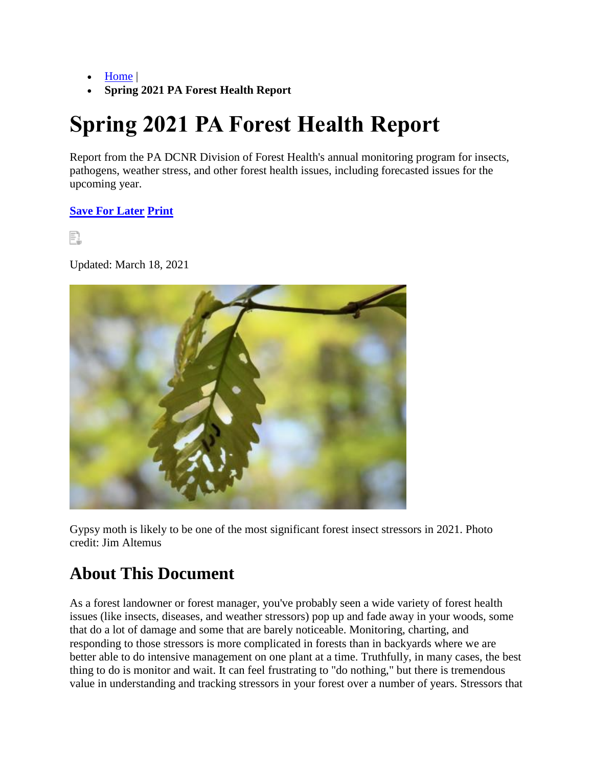- [Home](#) |
- **Spring 2021 PA Forest Health Report**

# Spring 2021 PA Forest Health Report

Report from the PA DCNR Division of Forest Health's annual monitoring program for insects, pathogens, weather stress, and other forest health issues, including forecasted issues for the upcoming year.

**Save For Later** **Print**

Updated: March 18, 2021

Gypsy moth is likely to be one of the most significant forest insect stressors in 2021. Photo credit: Jim Altemus

## About This Document

As a forest landowner or forest manager, you've probably seen a wide variety of forest health issues (like insects, diseases, and weather stressors) pop up and fade away in your woods, some that do a lot of damage and some that are barely noticeable. Monitoring, charting, and responding to those stressors is more complicated in forests than in backyards where we are better able to do intensive management on one plant at a time. Truthfully, in many cases, the best thing to do is monitor and wait. It can feel frustrating to "do nothing," but there is tremendous value in understanding and tracking stressors in your forest over a number of years. Stressors that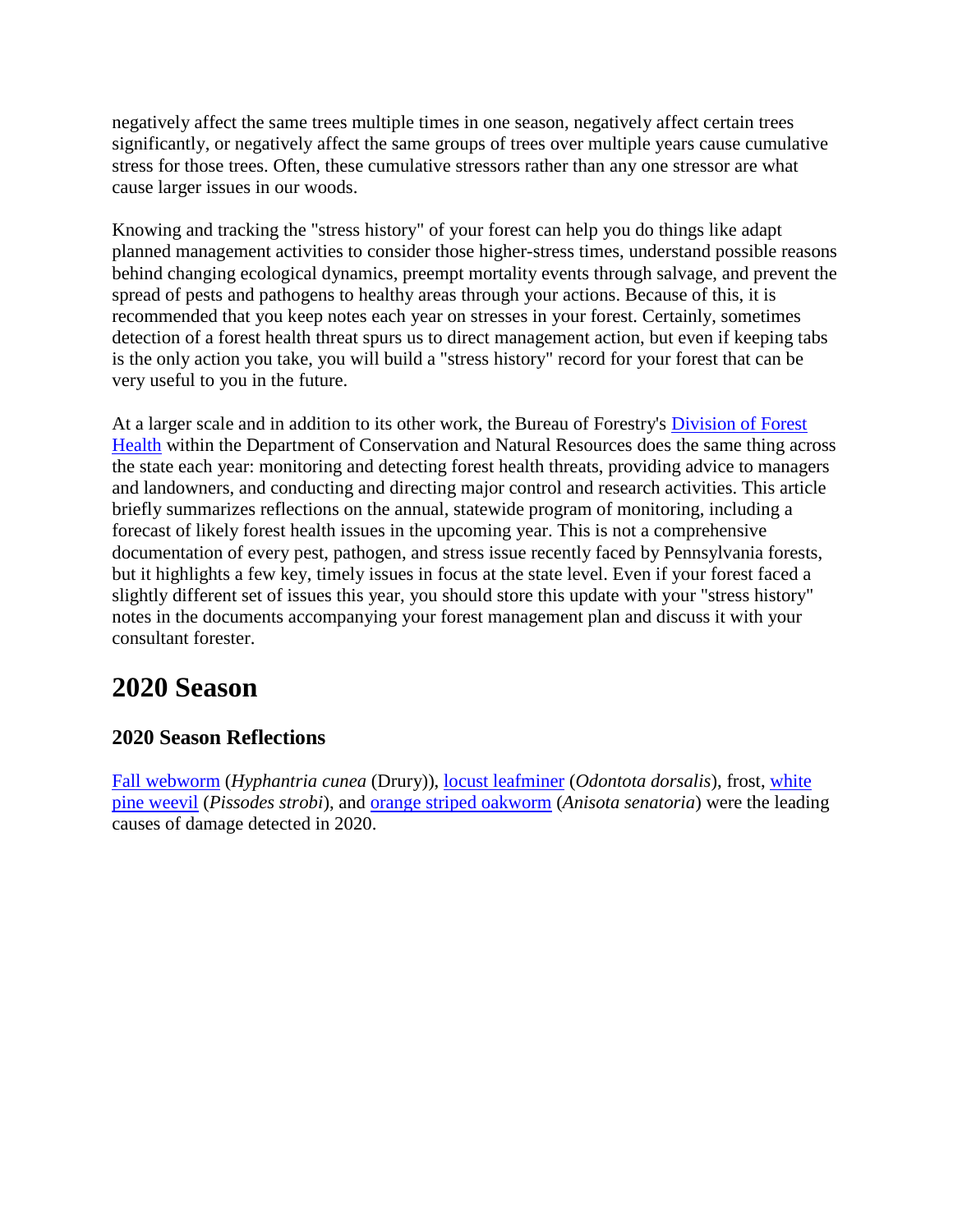negatively affect the same trees multiple times in one season, negatively affect certain trees significantly, or negatively affect the same groups of trees over multiple years cause cumulative stress for those trees. Often, these cumulative stressors rather than any one stressor are what cause larger issues in our woods.

Knowing and tracking the "stress history" of your forest can help you do things like adapt planned management activities to consider those higher-stress times, understand possible reasons behind changing ecological dynamics, preempt mortality events through salvage, and prevent the spread of pests and pathogens to healthy areas through your actions. Because of this, it is recommended that you keep notes each year on stresses in your forest. Certainly, sometimes detection of a forest health threat spurs us to direct management action, but even if keeping tabs is the only action you take, you will build a "stress history" record for your forest that can be very useful to you in the future.

At a larger scale and in addition to its other work, the Bureau of Forestry's Division of Forest Health within the Department of Conservation and Natural Resources does the same thing across the state each year: monitoring and detecting forest health threats, providing advice to managers and landowners, and conducting and directing major control and research activities. This article briefly summarizes reflections on the annual, statewide program of monitoring, including a forecast of likely forest health issues in the upcoming year. This is not a comprehensive documentation of every pest, pathogen, and stress issue recently faced by Pennsylvania forests, but it highlights a few key, timely issues in focus at the state level. Even if your forest faced a slightly different set of issues this year, you should store this update with your "stress history" notes in the documents accompanying your forest management plan and discuss it with your consultant forester.

# 2020 Season

## 2020 Season Reflections

Fall webworm (*Hyphantria cunea* (Drury)), locust leafminer (*Odontota dorsalis*), frost, white pine weevil (*Pissodes strobi*), and orange striped oakworm (*Anisota senatoria*) were the leading causes of damage detected in 2020.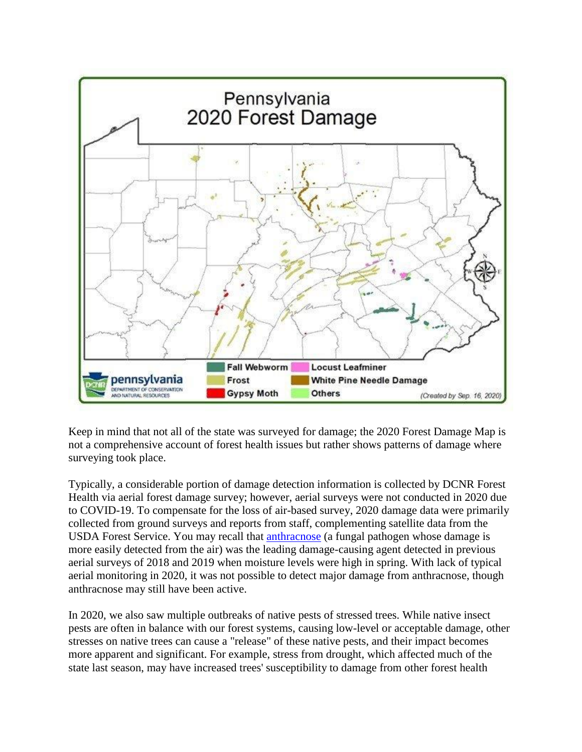Pennsylvania
2020 Forest Damage

Fall Webworm
Frost
Gypsy Moth
Locust Leafminer
White Pine Needle Damage
Others

pennsylvania
DEPARTMENT OF CONSERVATION AND NATURAL RESOURCES

(Created by Sep. 16, 2020)

Keep in mind that not all of the state was surveyed for damage; the 2020 Forest Damage Map is not a comprehensive account of forest health issues but rather shows patterns of damage where surveying took place.

Typically, a considerable portion of damage detection information is collected by DCNR Forest Health via aerial forest damage survey; however, aerial surveys were not conducted in 2020 due to COVID-19. To compensate for the loss of air-based survey, 2020 damage data were primarily collected from ground surveys and reports from staff, complementing satellite data from the USDA Forest Service. You may recall that anthracnose (a fungal pathogen whose damage is more easily detected from the air) was the leading damage-causing agent detected in previous aerial surveys of 2018 and 2019 when moisture levels were high in spring. With lack of typical aerial monitoring in 2020, it was not possible to detect major damage from anthracnose, though anthracnose may still have been active.

In 2020, we also saw multiple outbreaks of native pests of stressed trees. While native insect pests are often in balance with our forest systems, causing low-level or acceptable damage, other stresses on native trees can cause a "release" of these native pests, and their impact becomes more apparent and significant. For example, stress from drought, which affected much of the state last season, may have increased trees' susceptibility to damage from other forest health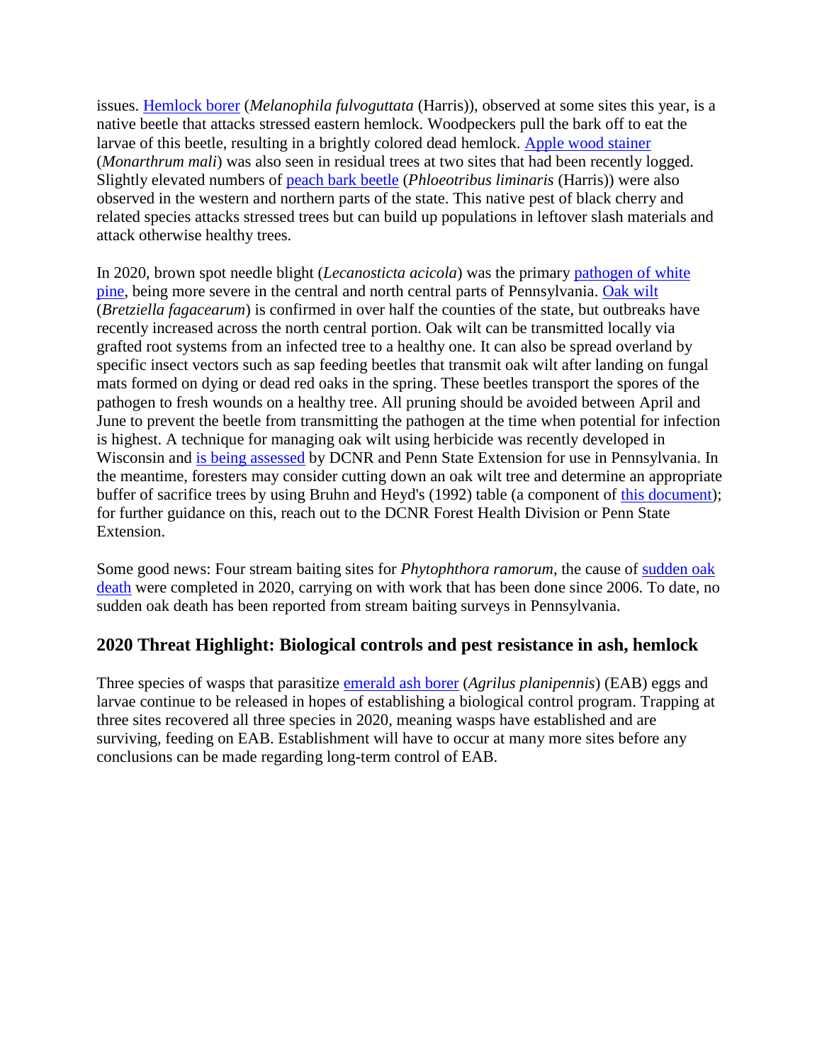issues. Hemlock borer (*Melanophila fulvoguttata* (Harris)), observed at some sites this year, is a native beetle that attacks stressed eastern hemlock. Woodpeckers pull the bark off to eat the larvae of this beetle, resulting in a brightly colored dead hemlock. Apple wood stainer (*Monarthrum mali*) was also seen in residual trees at two sites that had been recently logged. Slightly elevated numbers of peach bark beetle (*Phloeotribus liminaris* (Harris)) were also observed in the western and northern parts of the state. This native pest of black cherry and related species attacks stressed trees but can build up populations in leftover slash materials and attack otherwise healthy trees.

In 2020, brown spot needle blight (*Lecanosticta acicola*) was the primary pathogen of white pine, being more severe in the central and north central parts of Pennsylvania. Oak wilt (*Bretziella fagacearum*) is confirmed in over half the counties of the state, but outbreaks have recently increased across the north central portion. Oak wilt can be transmitted locally via grafted root systems from an infected tree to a healthy one. It can also be spread overland by specific insect vectors such as sap feeding beetles that transmit oak wilt after landing on fungal mats formed on dying or dead red oaks in the spring. These beetles transport the spores of the pathogen to fresh wounds on a healthy tree. All pruning should be avoided between April and June to prevent the beetle from transmitting the pathogen at the time when potential for infection is highest. A technique for managing oak wilt using herbicide was recently developed in Wisconsin and is being assessed by DCNR and Penn State Extension for use in Pennsylvania. In the meantime, foresters may consider cutting down an oak wilt tree and determine an appropriate buffer of sacrifice trees by using Bruhn and Heyd's (1992) table (a component of this document); for further guidance on this, reach out to the DCNR Forest Health Division or Penn State Extension.

Some good news: Four stream baiting sites for *Phytophthora ramorum*, the cause of sudden oak death were completed in 2020, carrying on with work that has been done since 2006. To date, no sudden oak death has been reported from stream baiting surveys in Pennsylvania.

## 2020 Threat Highlight: Biological controls and pest resistance in ash, hemlock

Three species of wasps that parasitize emerald ash borer (*Agrilus planipennis*) (EAB) eggs and larvae continue to be released in hopes of establishing a biological control program. Trapping at three sites recovered all three species in 2020, meaning wasps have established and are surviving, feeding on EAB. Establishment will have to occur at many more sites before any conclusions can be made regarding long-term control of EAB.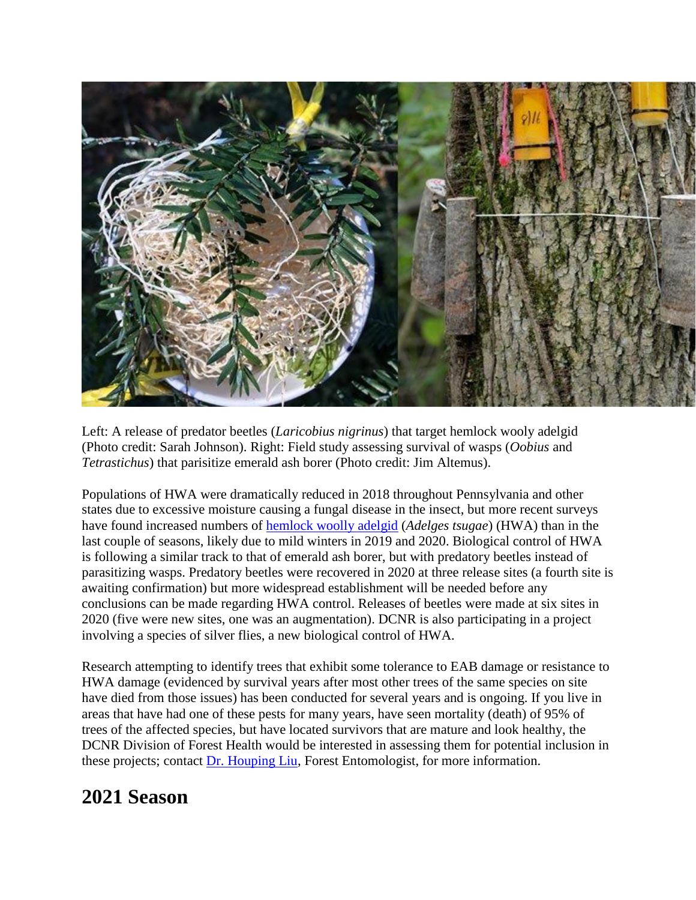Left: A release of predator beetles (*Laricobius nigrinus*) that target hemlock wooly adelgid (Photo credit: Sarah Johnson). Right: Field study assessing survival of wasps (*Oobius* and *Tetrastichus*) that parisitize emerald ash borer (Photo credit: Jim Altemus).

Populations of HWA were dramatically reduced in 2018 throughout Pennsylvania and other states due to excessive moisture causing a fungal disease in the insect, but more recent surveys have found increased numbers of [hemlock woolly adelgid](#) (*Adelges tsugae*) (HWA) than in the last couple of seasons, likely due to mild winters in 2019 and 2020. Biological control of HWA is following a similar track to that of emerald ash borer, but with predatory beetles instead of parasitizing wasps. Predatory beetles were recovered in 2020 at three release sites (a fourth site is awaiting confirmation) but more widespread establishment will be needed before any conclusions can be made regarding HWA control. Releases of beetles were made at six sites in 2020 (five were new sites, one was an augmentation). DCNR is also participating in a project involving a species of silver flies, a new biological control of HWA.

Research attempting to identify trees that exhibit some tolerance to EAB damage or resistance to HWA damage (evidenced by survival years after most other trees of the same species on site have died from those issues) has been conducted for several years and is ongoing. If you live in areas that have had one of these pests for many years, have seen mortality (death) of 95% of trees of the affected species, but have located survivors that are mature and look healthy, the DCNR Division of Forest Health would be interested in assessing them for potential inclusion in these projects; contact [Dr. Houping Liu](#), Forest Entomologist, for more information.

## 2021 Season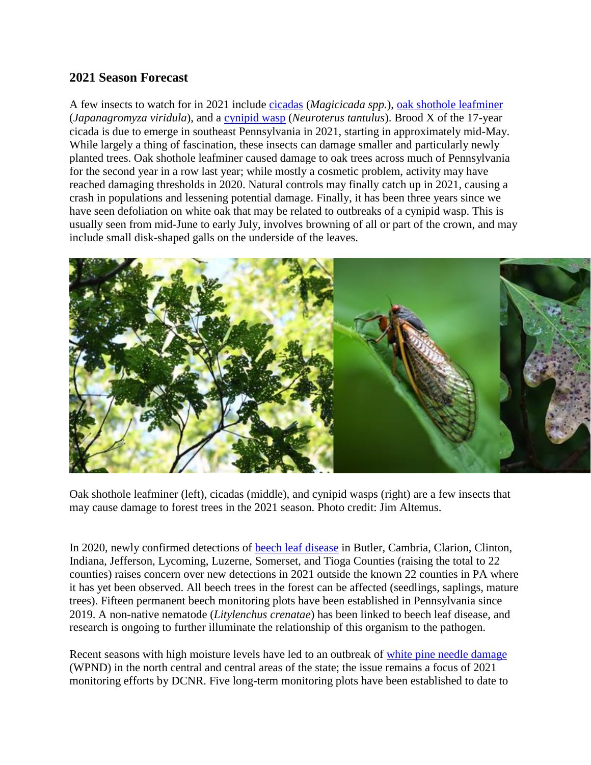## 2021 Season Forecast

A few insects to watch for in 2021 include cicadas (*Magicicada spp.*), oak shothole leafminer (*Japanagromyza viridula*), and a cynipid wasp (*Neuroterus tantulus*). Brood X of the 17-year cicada is due to emerge in southeast Pennsylvania in 2021, starting in approximately mid-May. While largely a thing of fascination, these insects can damage smaller and particularly newly planted trees. Oak shothole leafminer caused damage to oak trees across much of Pennsylvania for the second year in a row last year; while mostly a cosmetic problem, activity may have reached damaging thresholds in 2020. Natural controls may finally catch up in 2021, causing a crash in populations and lessening potential damage. Finally, it has been three years since we have seen defoliation on white oak that may be related to outbreaks of a cynipid wasp. This is usually seen from mid-June to early July, involves browning of all or part of the crown, and may include small disk-shaped galls on the underside of the leaves.

Oak shothole leafminer (left), cicadas (middle), and cynipid wasps (right) are a few insects that may cause damage to forest trees in the 2021 season. Photo credit: Jim Altemus.

In 2020, newly confirmed detections of beech leaf disease in Butler, Cambria, Clarion, Clinton, Indiana, Jefferson, Lycoming, Luzerne, Somerset, and Tioga Counties (raising the total to 22 counties) raises concern over new detections in 2021 outside the known 22 counties in PA where it has yet been observed. All beech trees in the forest can be affected (seedlings, saplings, mature trees). Fifteen permanent beech monitoring plots have been established in Pennsylvania since 2019. A non-native nematode (*Litylenchus crenatae*) has been linked to beech leaf disease, and research is ongoing to further illuminate the relationship of this organism to the pathogen.

Recent seasons with high moisture levels have led to an outbreak of white pine needle damage (WPND) in the north central and central areas of the state; the issue remains a focus of 2021 monitoring efforts by DCNR. Five long-term monitoring plots have been established to date to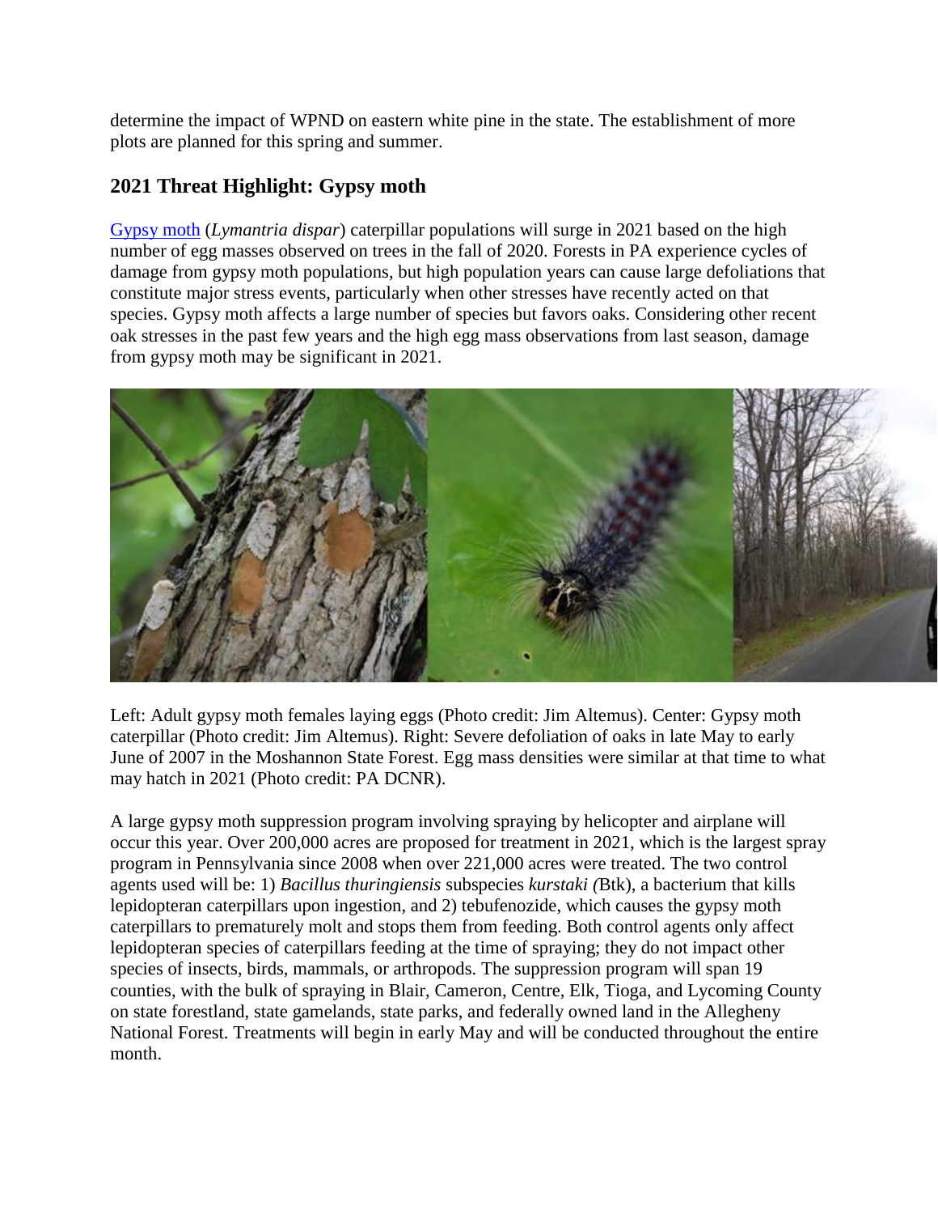determine the impact of WPND on eastern white pine in the state. The establishment of more plots are planned for this spring and summer.

## 2021 Threat Highlight: Gypsy moth

Gypsy moth (*Lymantria dispar*) caterpillar populations will surge in 2021 based on the high number of egg masses observed on trees in the fall of 2020. Forests in PA experience cycles of damage from gypsy moth populations, but high population years can cause large defoliations that constitute major stress events, particularly when other stresses have recently acted on that species. Gypsy moth affects a large number of species but favors oaks. Considering other recent oak stresses in the past few years and the high egg mass observations from last season, damage from gypsy moth may be significant in 2021.

Left: Adult gypsy moth females laying eggs (Photo credit: Jim Altemus). Center: Gypsy moth caterpillar (Photo credit: Jim Altemus). Right: Severe defoliation of oaks in late May to early June of 2007 in the Moshannon State Forest. Egg mass densities were similar at that time to what may hatch in 2021 (Photo credit: PA DCNR).

A large gypsy moth suppression program involving spraying by helicopter and airplane will occur this year. Over 200,000 acres are proposed for treatment in 2021, which is the largest spray program in Pennsylvania since 2008 when over 221,000 acres were treated. The two control agents used will be: 1) *Bacillus thuringiensis* subspecies *kurstaki (*Btk), a bacterium that kills lepidopteran caterpillars upon ingestion, and 2) tebufenozide, which causes the gypsy moth caterpillars to prematurely molt and stops them from feeding. Both control agents only affect lepidopteran species of caterpillars feeding at the time of spraying; they do not impact other species of insects, birds, mammals, or arthropods. The suppression program will span 19 counties, with the bulk of spraying in Blair, Cameron, Centre, Elk, Tioga, and Lycoming County on state forestland, state gamelands, state parks, and federally owned land in the Allegheny National Forest. Treatments will begin in early May and will be conducted throughout the entire month.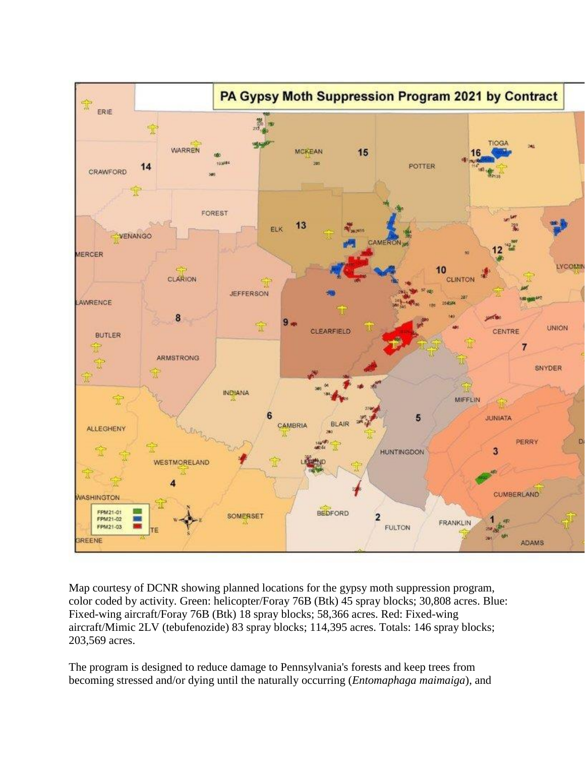PA Gypsy Moth Suppression Program 2021 by Contract

FPM21-01
FPM21-02
FPM21-03

Map courtesy of DCNR showing planned locations for the gypsy moth suppression program, color coded by activity. Green: helicopter/Foray 76B (Btk) 45 spray blocks; 30,808 acres. Blue: Fixed-wing aircraft/Foray 76B (Btk) 18 spray blocks; 58,366 acres. Red: Fixed-wing aircraft/Mimic 2LV (tebufenozide) 83 spray blocks; 114,395 acres. Totals: 146 spray blocks; 203,569 acres.

The program is designed to reduce damage to Pennsylvania's forests and keep trees from becoming stressed and/or dying until the naturally occurring (*Entomaphaga maimaiga*), and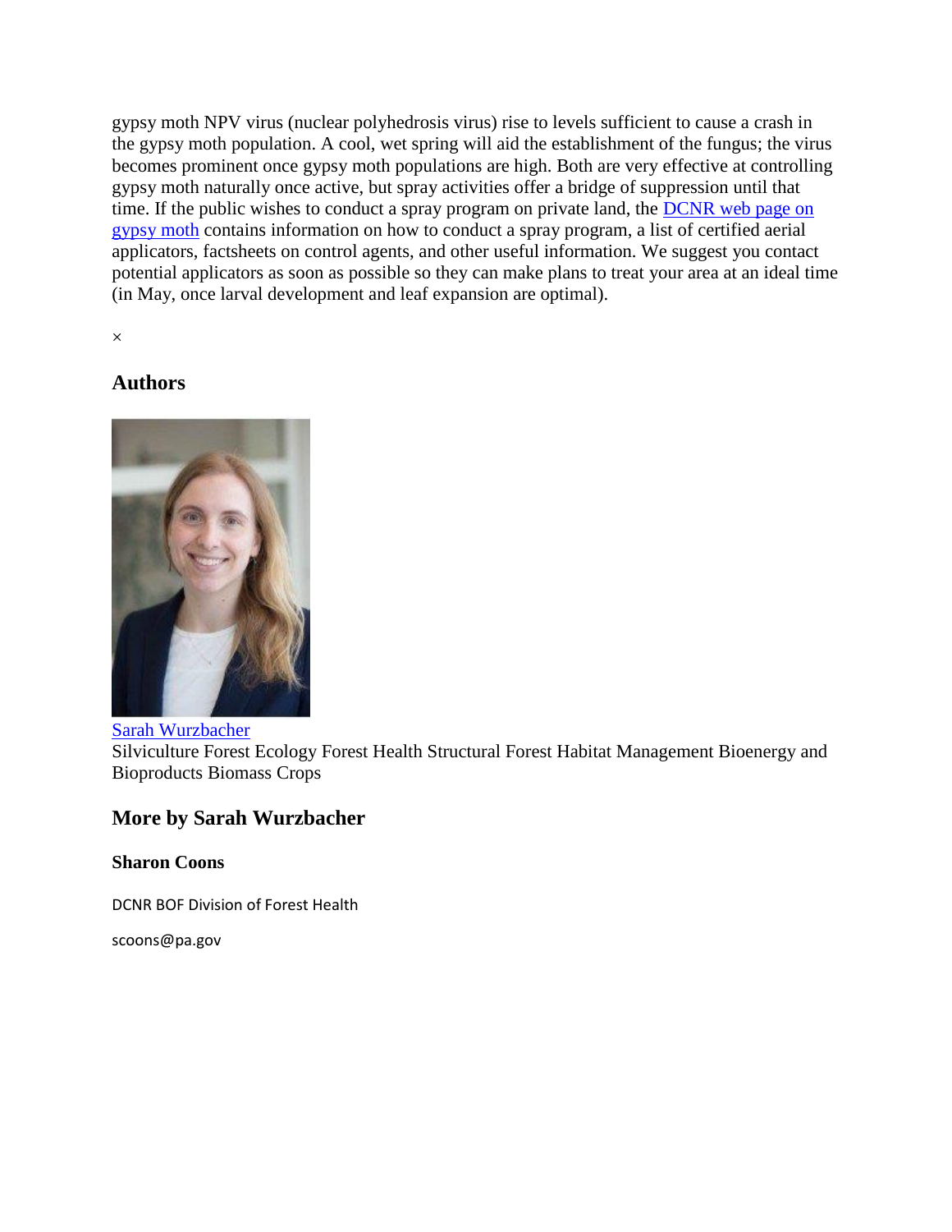gypsy moth NPV virus (nuclear polyhedrosis virus) rise to levels sufficient to cause a crash in the gypsy moth population. A cool, wet spring will aid the establishment of the fungus; the virus becomes prominent once gypsy moth populations are high. Both are very effective at controlling gypsy moth naturally once active, but spray activities offer a bridge of suppression until that time. If the public wishes to conduct a spray program on private land, the DCNR web page on gypsy moth contains information on how to conduct a spray program, a list of certified aerial applicators, factsheets on control agents, and other useful information. We suggest you contact potential applicators as soon as possible so they can make plans to treat your area at an ideal time (in May, once larval development and leaf expansion are optimal).

×

## Authors

Sarah Wurzbacher

Silviculture Forest Ecology Forest Health Structural Forest Habitat Management Bioenergy and Bioproducts Biomass Crops

## More by Sarah Wurzbacher

#### Sharon Coons

DCNR BOF Division of Forest Health

scoons@pa.gov